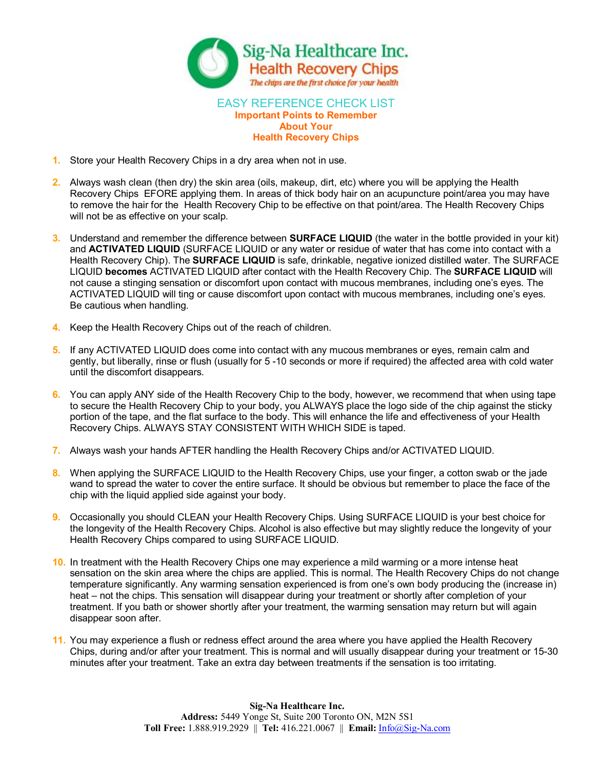Sig-Na Healthcare Inc.
Health Recovery Chips
*The chips are the first choice for your health*

# EASY REFERENCE CHECK LIST

## Important Points to Remember About Your Health Recovery Chips

1. Store your Health Recovery Chips in a dry area when not in use.

2. Always wash clean (then dry) the skin area (oils, makeup, dirt, etc) where you will be applying the Health Recovery Chips EFORE applying them. In areas of thick body hair on an acupuncture point/area you may have to remove the hair for the Health Recovery Chip to be effective on that point/area. The Health Recovery Chips will not be as effective on your scalp.

3. Understand and remember the difference between **SURFACE LIQUID** (the water in the bottle provided in your kit) and **ACTIVATED LIQUID** (SURFACE LIQUID or any water or residue of water that has come into contact with a Health Recovery Chip). The **SURFACE LIQUID** is safe, drinkable, negative ionized distilled water. The SURFACE LIQUID **becomes** ACTIVATED LIQUID after contact with the Health Recovery Chip. The **SURFACE LIQUID** will not cause a stinging sensation or discomfort upon contact with mucous membranes, including one's eyes. The ACTIVATED LIQUID will ting or cause discomfort upon contact with mucous membranes, including one's eyes. Be cautious when handling.

4. Keep the Health Recovery Chips out of the reach of children.

5. If any ACTIVATED LIQUID does come into contact with any mucous membranes or eyes, remain calm and gently, but liberally, rinse or flush (usually for 5 -10 seconds or more if required) the affected area with cold water until the discomfort disappears.

6. You can apply ANY side of the Health Recovery Chip to the body, however, we recommend that when using tape to secure the Health Recovery Chip to your body, you ALWAYS place the logo side of the chip against the sticky portion of the tape, and the flat surface to the body. This will enhance the life and effectiveness of your Health Recovery Chips. ALWAYS STAY CONSISTENT WITH WHICH SIDE is taped.

7. Always wash your hands AFTER handling the Health Recovery Chips and/or ACTIVATED LIQUID.

8. When applying the SURFACE LIQUID to the Health Recovery Chips, use your finger, a cotton swab or the jade wand to spread the water to cover the entire surface. It should be obvious but remember to place the face of the chip with the liquid applied side against your body.

9. Occasionally you should CLEAN your Health Recovery Chips. Using SURFACE LIQUID is your best choice for the longevity of the Health Recovery Chips. Alcohol is also effective but may slightly reduce the longevity of your Health Recovery Chips compared to using SURFACE LIQUID.

10. In treatment with the Health Recovery Chips one may experience a mild warming or a more intense heat sensation on the skin area where the chips are applied. This is normal. The Health Recovery Chips do not change temperature significantly. Any warming sensation experienced is from one's own body producing the (increase in) heat – not the chips. This sensation will disappear during your treatment or shortly after completion of your treatment. If you bath or shower shortly after your treatment, the warming sensation may return but will again disappear soon after.

11. You may experience a flush or redness effect around the area where you have applied the Health Recovery Chips, during and/or after your treatment. This is normal and will usually disappear during your treatment or 15-30 minutes after your treatment. Take an extra day between treatments if the sensation is too irritating.

**Sig-Na Healthcare Inc.**
**Address:** 5449 Yonge St, Suite 200 Toronto ON, M2N 5S1
**Toll Free:** 1.888.919.2929 || **Tel:** 416.221.0067 || **Email:** Info@Sig-Na.com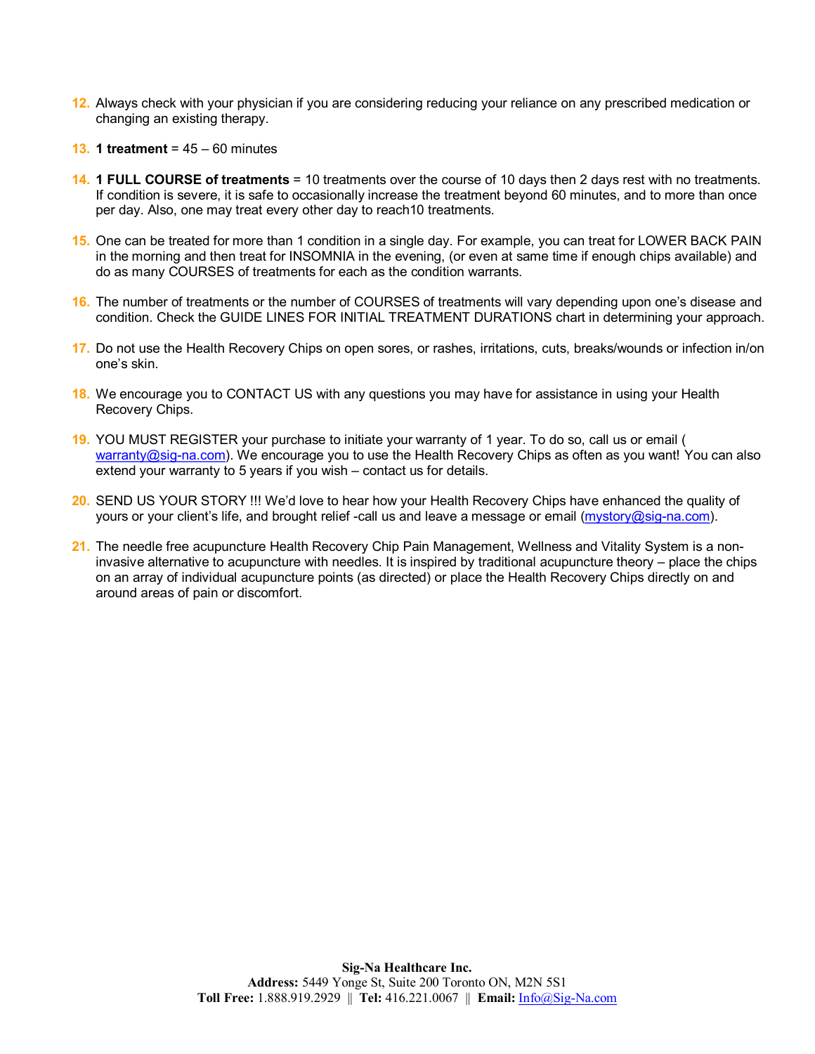12. Always check with your physician if you are considering reducing your reliance on any prescribed medication or changing an existing therapy.

13. **1 treatment** = 45 – 60 minutes

14. **1 FULL COURSE of treatments** = 10 treatments over the course of 10 days then 2 days rest with no treatments. If condition is severe, it is safe to occasionally increase the treatment beyond 60 minutes, and to more than once per day. Also, one may treat every other day to reach10 treatments.

15. One can be treated for more than 1 condition in a single day. For example, you can treat for LOWER BACK PAIN in the morning and then treat for INSOMNIA in the evening, (or even at same time if enough chips available) and do as many COURSES of treatments for each as the condition warrants.

16. The number of treatments or the number of COURSES of treatments will vary depending upon one's disease and condition. Check the GUIDE LINES FOR INITIAL TREATMENT DURATIONS chart in determining your approach.

17. Do not use the Health Recovery Chips on open sores, or rashes, irritations, cuts, breaks/wounds or infection in/on one's skin.

18. We encourage you to CONTACT US with any questions you may have for assistance in using your Health Recovery Chips.

19. YOU MUST REGISTER your purchase to initiate your warranty of 1 year. To do so, call us or email ( warranty@sig-na.com). We encourage you to use the Health Recovery Chips as often as you want! You can also extend your warranty to 5 years if you wish – contact us for details.

20. SEND US YOUR STORY !!! We'd love to hear how your Health Recovery Chips have enhanced the quality of yours or your client's life, and brought relief -call us and leave a message or email (mystory@sig-na.com).

21. The needle free acupuncture Health Recovery Chip Pain Management, Wellness and Vitality System is a non-invasive alternative to acupuncture with needles. It is inspired by traditional acupuncture theory – place the chips on an array of individual acupuncture points (as directed) or place the Health Recovery Chips directly on and around areas of pain or discomfort.

**Sig-Na Healthcare Inc.**
**Address:** 5449 Yonge St, Suite 200 Toronto ON, M2N 5S1
**Toll Free:** 1.888.919.2929 || **Tel:** 416.221.0067 || **Email:** Info@Sig-Na.com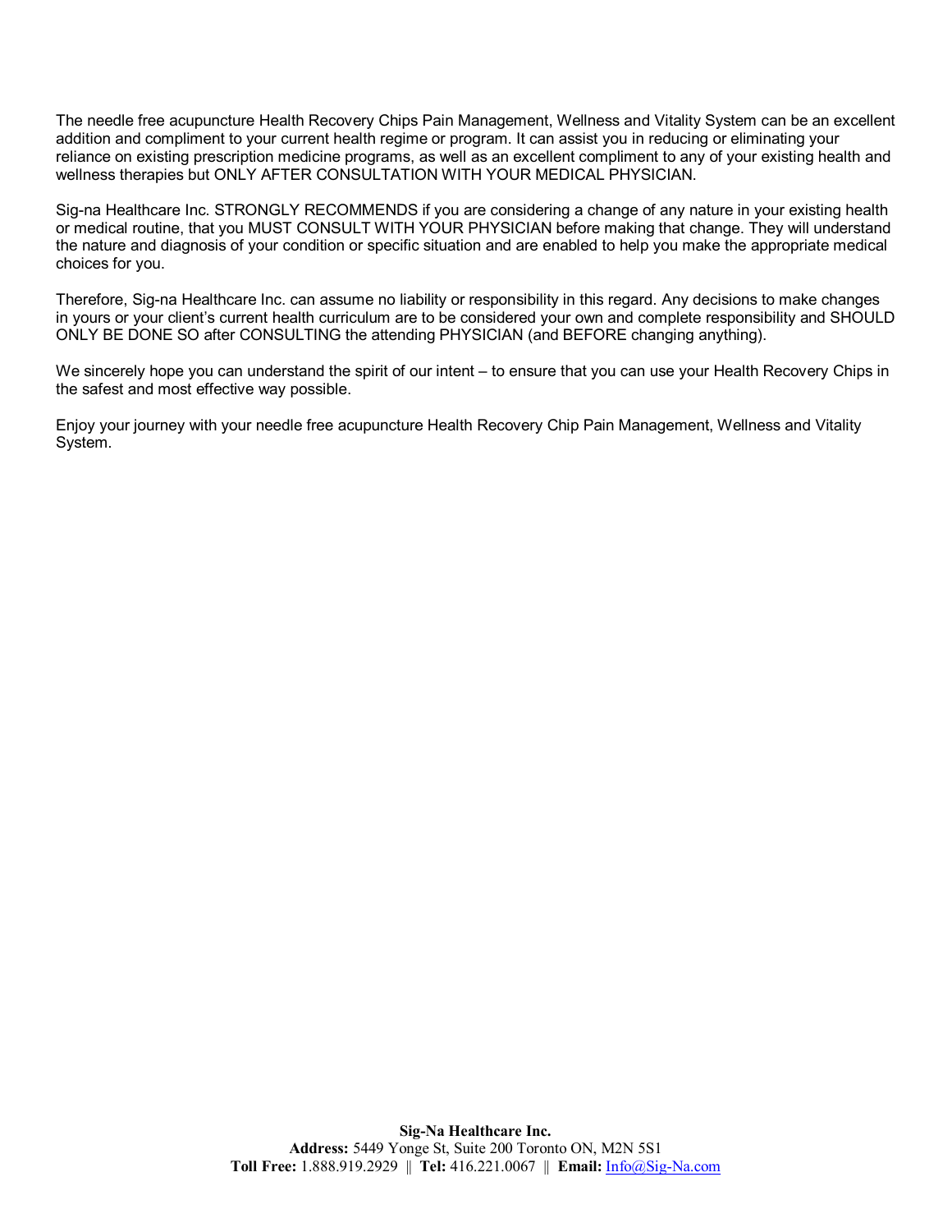The needle free acupuncture Health Recovery Chips Pain Management, Wellness and Vitality System can be an excellent addition and compliment to your current health regime or program. It can assist you in reducing or eliminating your reliance on existing prescription medicine programs, as well as an excellent compliment to any of your existing health and wellness therapies but ONLY AFTER CONSULTATION WITH YOUR MEDICAL PHYSICIAN.

Sig-na Healthcare Inc. STRONGLY RECOMMENDS if you are considering a change of any nature in your existing health or medical routine, that you MUST CONSULT WITH YOUR PHYSICIAN before making that change. They will understand the nature and diagnosis of your condition or specific situation and are enabled to help you make the appropriate medical choices for you.

Therefore, Sig-na Healthcare Inc. can assume no liability or responsibility in this regard. Any decisions to make changes in yours or your client's current health curriculum are to be considered your own and complete responsibility and SHOULD ONLY BE DONE SO after CONSULTING the attending PHYSICIAN (and BEFORE changing anything).

We sincerely hope you can understand the spirit of our intent – to ensure that you can use your Health Recovery Chips in the safest and most effective way possible.

Enjoy your journey with your needle free acupuncture Health Recovery Chip Pain Management, Wellness and Vitality System.

**Sig-Na Healthcare Inc.**
**Address:** 5449 Yonge St, Suite 200 Toronto ON, M2N 5S1
**Toll Free:** 1.888.919.2929 || **Tel:** 416.221.0067 || **Email:** Info@Sig-Na.com